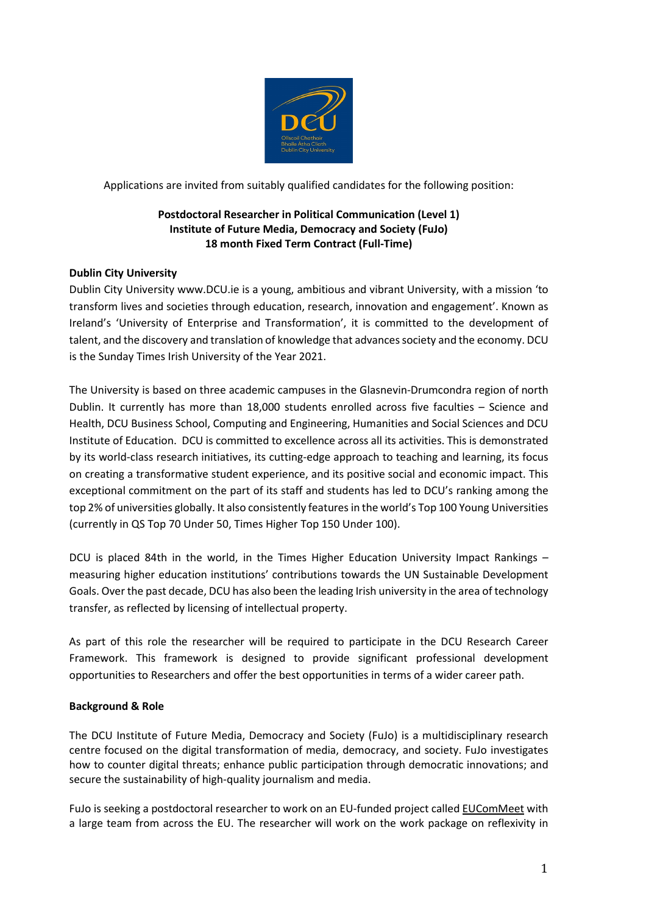Applications are invited from suitably qualified candidates for the following position:

**Postdoctoral Researcher in Political Communication (Level 1)**
**Institute of Future Media, Democracy and Society (FuJo)**
**18 month Fixed Term Contract (Full-Time)**

**Dublin City University**

Dublin City University www.DCU.ie is a young, ambitious and vibrant University, with a mission 'to transform lives and societies through education, research, innovation and engagement'. Known as Ireland's 'University of Enterprise and Transformation', it is committed to the development of talent, and the discovery and translation of knowledge that advances society and the economy. DCU is the Sunday Times Irish University of the Year 2021.

The University is based on three academic campuses in the Glasnevin-Drumcondra region of north Dublin. It currently has more than 18,000 students enrolled across five faculties – Science and Health, DCU Business School, Computing and Engineering, Humanities and Social Sciences and DCU Institute of Education. DCU is committed to excellence across all its activities. This is demonstrated by its world-class research initiatives, its cutting-edge approach to teaching and learning, its focus on creating a transformative student experience, and its positive social and economic impact. This exceptional commitment on the part of its staff and students has led to DCU's ranking among the top 2% of universities globally. It also consistently features in the world's Top 100 Young Universities (currently in QS Top 70 Under 50, Times Higher Top 150 Under 100).

DCU is placed 84th in the world, in the Times Higher Education University Impact Rankings – measuring higher education institutions' contributions towards the UN Sustainable Development Goals. Over the past decade, DCU has also been the leading Irish university in the area of technology transfer, as reflected by licensing of intellectual property.

As part of this role the researcher will be required to participate in the DCU Research Career Framework. This framework is designed to provide significant professional development opportunities to Researchers and offer the best opportunities in terms of a wider career path.

**Background & Role**

The DCU Institute of Future Media, Democracy and Society (FuJo) is a multidisciplinary research centre focused on the digital transformation of media, democracy, and society. FuJo investigates how to counter digital threats; enhance public participation through democratic innovations; and secure the sustainability of high-quality journalism and media.

FuJo is seeking a postdoctoral researcher to work on an EU-funded project called EUComMeet with a large team from across the EU. The researcher will work on the work package on reflexivity in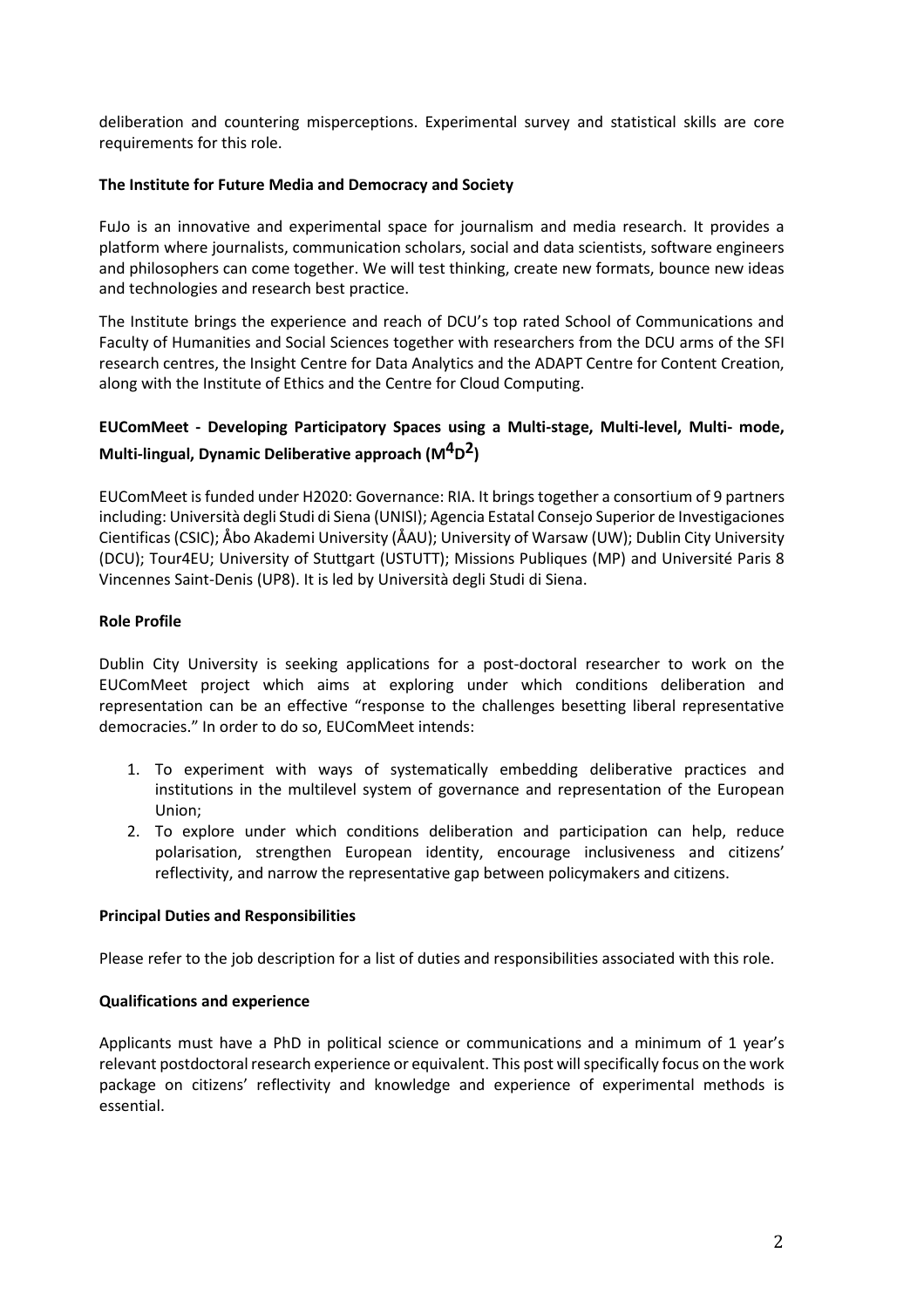deliberation and countering misperceptions. Experimental survey and statistical skills are core requirements for this role.

**The Institute for Future Media and Democracy and Society**

FuJo is an innovative and experimental space for journalism and media research. It provides a platform where journalists, communication scholars, social and data scientists, software engineers and philosophers can come together. We will test thinking, create new formats, bounce new ideas and technologies and research best practice.

The Institute brings the experience and reach of DCU's top rated School of Communications and Faculty of Humanities and Social Sciences together with researchers from the DCU arms of the SFI research centres, the Insight Centre for Data Analytics and the ADAPT Centre for Content Creation, along with the Institute of Ethics and the Centre for Cloud Computing.

**EUComMeet - Developing Participatory Spaces using a Multi-stage, Multi-level, Multi- mode, Multi-lingual, Dynamic Deliberative approach ($M^4D^2$)**

EUComMeet is funded under H2020: Governance: RIA. It brings together a consortium of 9 partners including: Università degli Studi di Siena (UNISI); Agencia Estatal Consejo Superior de Investigaciones Cientificas (CSIC); Åbo Akademi University (ÅAU); University of Warsaw (UW); Dublin City University (DCU); Tour4EU; University of Stuttgart (USTUTT); Missions Publiques (MP) and Université Paris 8 Vincennes Saint-Denis (UP8). It is led by Università degli Studi di Siena.

**Role Profile**

Dublin City University is seeking applications for a post-doctoral researcher to work on the EUComMeet project which aims at exploring under which conditions deliberation and representation can be an effective "response to the challenges besetting liberal representative democracies." In order to do so, EUComMeet intends:

1. To experiment with ways of systematically embedding deliberative practices and institutions in the multilevel system of governance and representation of the European Union;
2. To explore under which conditions deliberation and participation can help, reduce polarisation, strengthen European identity, encourage inclusiveness and citizens' reflectivity, and narrow the representative gap between policymakers and citizens.

**Principal Duties and Responsibilities**

Please refer to the job description for a list of duties and responsibilities associated with this role.

**Qualifications and experience**

Applicants must have a PhD in political science or communications and a minimum of 1 year's relevant postdoctoral research experience or equivalent. This post will specifically focus on the work package on citizens' reflectivity and knowledge and experience of experimental methods is essential.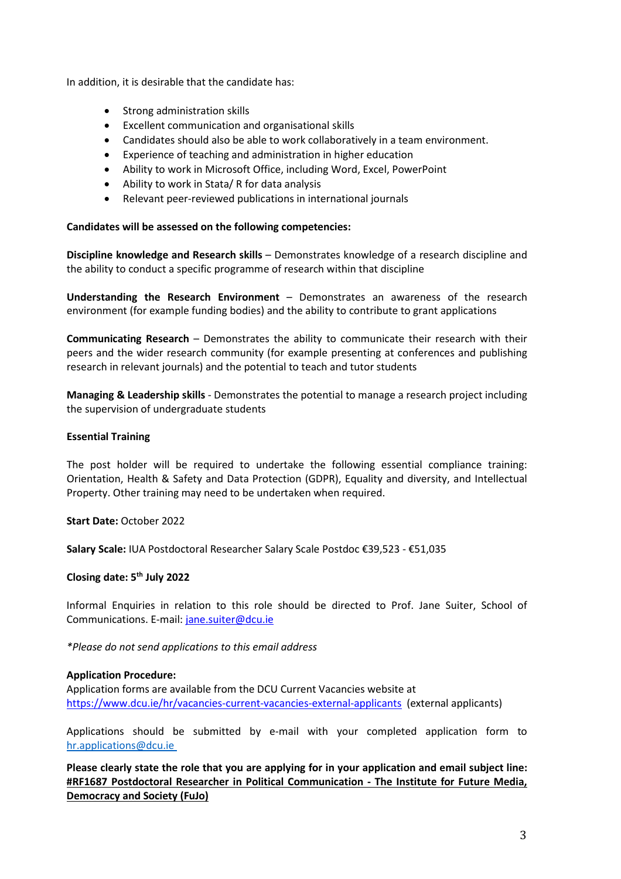In addition, it is desirable that the candidate has:

- Strong administration skills
- Excellent communication and organisational skills
- Candidates should also be able to work collaboratively in a team environment.
- Experience of teaching and administration in higher education
- Ability to work in Microsoft Office, including Word, Excel, PowerPoint
- Ability to work in Stata/ R for data analysis
- Relevant peer-reviewed publications in international journals

**Candidates will be assessed on the following competencies:**

**Discipline knowledge and Research skills** – Demonstrates knowledge of a research discipline and the ability to conduct a specific programme of research within that discipline

**Understanding the Research Environment** – Demonstrates an awareness of the research environment (for example funding bodies) and the ability to contribute to grant applications

**Communicating Research** – Demonstrates the ability to communicate their research with their peers and the wider research community (for example presenting at conferences and publishing research in relevant journals) and the potential to teach and tutor students

**Managing & Leadership skills** - Demonstrates the potential to manage a research project including the supervision of undergraduate students

**Essential Training**

The post holder will be required to undertake the following essential compliance training: Orientation, Health & Safety and Data Protection (GDPR), Equality and diversity, and Intellectual Property. Other training may need to be undertaken when required.

**Start Date:** October 2022

**Salary Scale:** IUA Postdoctoral Researcher Salary Scale Postdoc €39,523 - €51,035

**Closing date: 5th July 2022**

Informal Enquiries in relation to this role should be directed to Prof. Jane Suiter, School of Communications. E-mail: jane.suiter@dcu.ie

*\*Please do not send applications to this email address*

**Application Procedure:**
Application forms are available from the DCU Current Vacancies website at https://www.dcu.ie/hr/vacancies-current-vacancies-external-applicants (external applicants)

Applications should be submitted by e-mail with your completed application form to hr.applications@dcu.ie

**Please clearly state the role that you are applying for in your application and email subject line: #RF1687 Postdoctoral Researcher in Political Communication - The Institute for Future Media, Democracy and Society (FuJo)**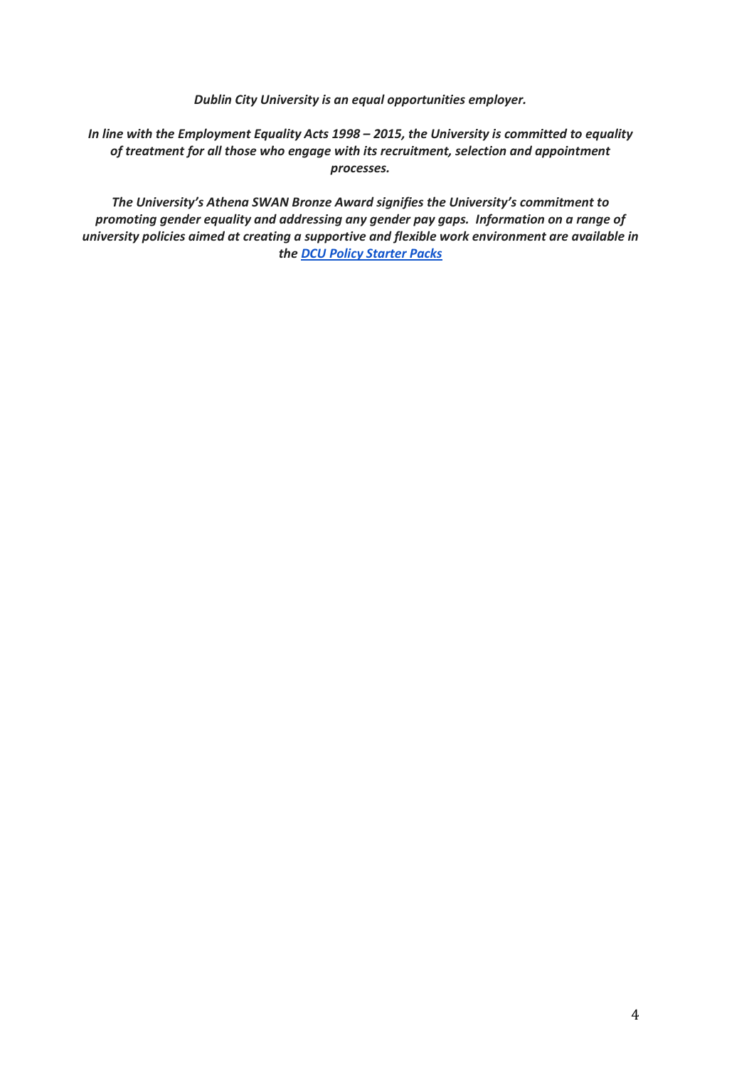***Dublin City University is an equal opportunities employer.***

***In line with the Employment Equality Acts 1998 – 2015, the University is committed to equality of treatment for all those who engage with its recruitment, selection and appointment processes.***

***The University's Athena SWAN Bronze Award signifies the University's commitment to promoting gender equality and addressing any gender pay gaps. Information on a range of university policies aimed at creating a supportive and flexible work environment are available in the DCU Policy Starter Packs***